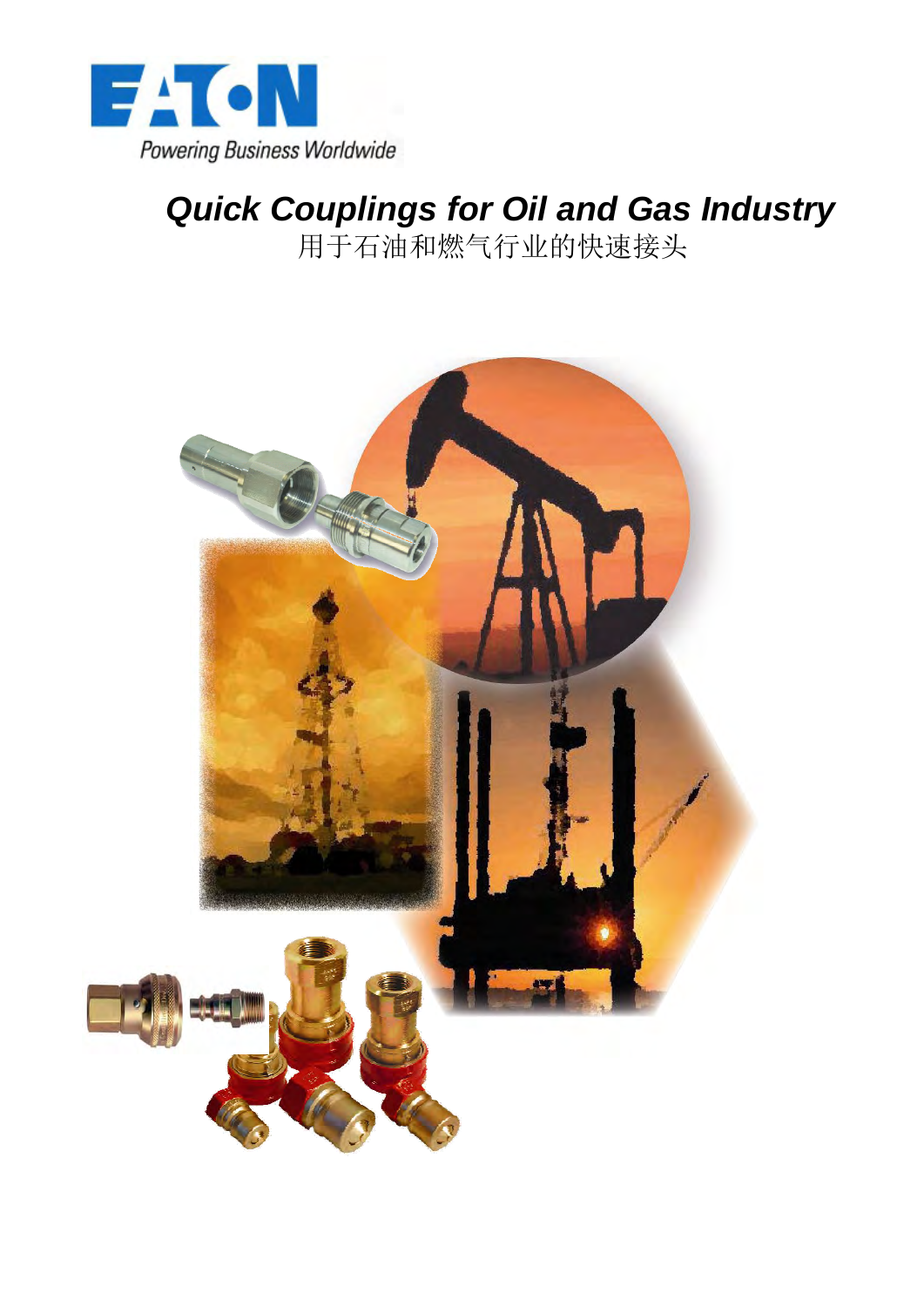EATON

Powering Business Worldwide

# *Quick Couplings for Oil and Gas Industry*

用于石油和燃气行业的快速接头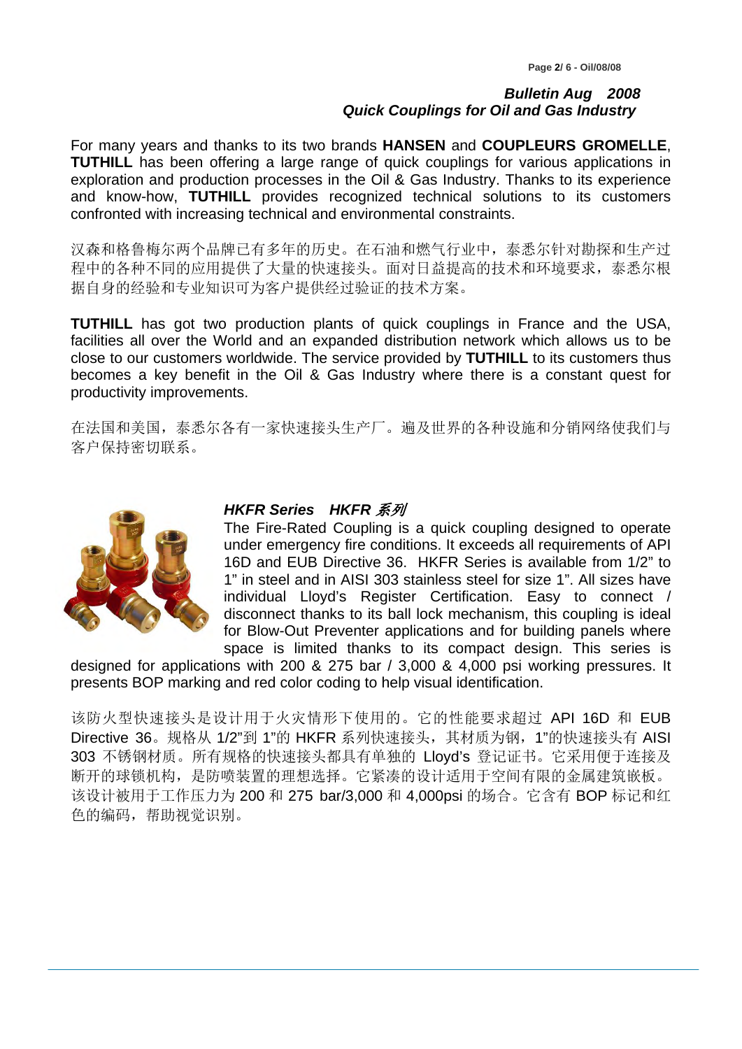***Bulletin Aug 2008***
***Quick Couplings for Oil and Gas Industry***

For many years and thanks to its two brands **HANSEN** and **COUPLEURS GROMELLE**, **TUTHILL** has been offering a large range of quick couplings for various applications in exploration and production processes in the Oil & Gas Industry. Thanks to its experience and know-how, **TUTHILL** provides recognized technical solutions to its customers confronted with increasing technical and environmental constraints.

汉森和格鲁梅尔两个品牌已有多年的历史。在石油和燃气行业中，泰悉尔针对勘探和生产过程中的各种不同的应用提供了大量的快速接头。面对日益提高的技术和环境要求，泰悉尔根据自身的经验和专业知识可为客户提供经过验证的技术方案。

**TUTHILL** has got two production plants of quick couplings in France and the USA, facilities all over the World and an expanded distribution network which allows us to be close to our customers worldwide. The service provided by **TUTHILL** to its customers thus becomes a key benefit in the Oil & Gas Industry where there is a constant quest for productivity improvements.

在法国和美国，泰悉尔各有一家快速接头生产厂。遍及世界的各种设施和分销网络使我们与客户保持密切联系。

### *HKFR Series HKFR 系列*

The Fire-Rated Coupling is a quick coupling designed to operate under emergency fire conditions. It exceeds all requirements of API 16D and EUB Directive 36. HKFR Series is available from 1/2" to 1" in steel and in AISI 303 stainless steel for size 1". All sizes have individual Lloyd's Register Certification. Easy to connect / disconnect thanks to its ball lock mechanism, this coupling is ideal for Blow-Out Preventer applications and for building panels where space is limited thanks to its compact design. This series is designed for applications with 200 & 275 bar / 3,000 & 4,000 psi working pressures. It presents BOP marking and red color coding to help visual identification.

该防火型快速接头是设计用于火灾情形下使用的。它的性能要求超过 API 16D 和 EUB Directive 36。规格从 1/2"到 1"的 HKFR 系列快速接头，其材质为钢，1"的快速接头有 AISI 303 不锈钢材质。所有规格的快速接头都具有单独的 Lloyd's 登记证书。它采用便于连接及断开的球锁机构，是防喷装置的理想选择。它紧凑的设计适用于空间有限的金属建筑嵌板。该设计被用于工作压力为 200 和 275 bar/3,000 和 4,000psi 的场合。它含有 BOP 标记和红色的编码，帮助视觉识别。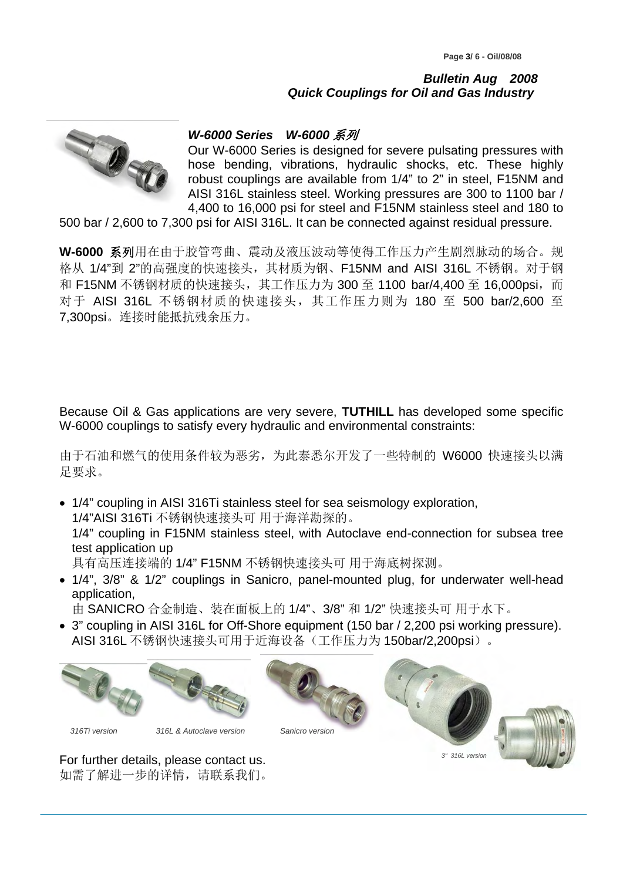### *W-6000 Series W-6000 系列*

Our W-6000 Series is designed for severe pulsating pressures with hose bending, vibrations, hydraulic shocks, etc. These highly robust couplings are available from 1/4" to 2" in steel, F15NM and AISI 316L stainless steel. Working pressures are 300 to 1100 bar / 4,400 to 16,000 psi for steel and F15NM stainless steel and 180 to 500 bar / 2,600 to 7,300 psi for AISI 316L. It can be connected against residual pressure.

**W-6000 系列**用在由于胶管弯曲、震动及液压波动等使得工作压力产生剧烈脉动的场合。规格从 1/4"到 2"的高强度的快速接头，其材质为钢、F15NM and AISI 316L 不锈钢。对于钢和 F15NM 不锈钢材质的快速接头，其工作压力为 300 至 1100 bar/4,400 至 16,000psi，而对于 AISI 316L 不锈钢材质的快速接头，其工作压力则为 180 至 500 bar/2,600 至 7,300psi。连接时能抵抗残余压力。

Because Oil & Gas applications are very severe, **TUTHILL** has developed some specific W-6000 couplings to satisfy every hydraulic and environmental constraints:

由于石油和燃气的使用条件较为恶劣，为此泰悉尔开发了一些特制的 W6000 快速接头以满足要求。

- 1/4" coupling in AISI 316Ti stainless steel for sea seismology exploration,
  1/4"AISI 316Ti 不锈钢快速接头可 用于海洋勘探的。
  1/4" coupling in F15NM stainless steel, with Autoclave end-connection for subsea tree test application up
  具有高压连接端的 1/4" F15NM 不锈钢快速接头可 用于海底树探测。
- 1/4", 3/8" & 1/2" couplings in Sanicro, panel-mounted plug, for underwater well-head application,
  由 SANICRO 合金制造、装在面板上的 1/4"、3/8" 和 1/2" 快速接头可 用于水下。
- 3" coupling in AISI 316L for Off-Shore equipment (150 bar / 2,200 psi working pressure).
  AISI 316L 不锈钢快速接头可用于近海设备（工作压力为 150bar/2,200psi）。

*316Ti version* *316L & Autoclave version* *Sanicro version* *3" 316L version*

For further details, please contact us.
如需了解进一步的详情，请联系我们。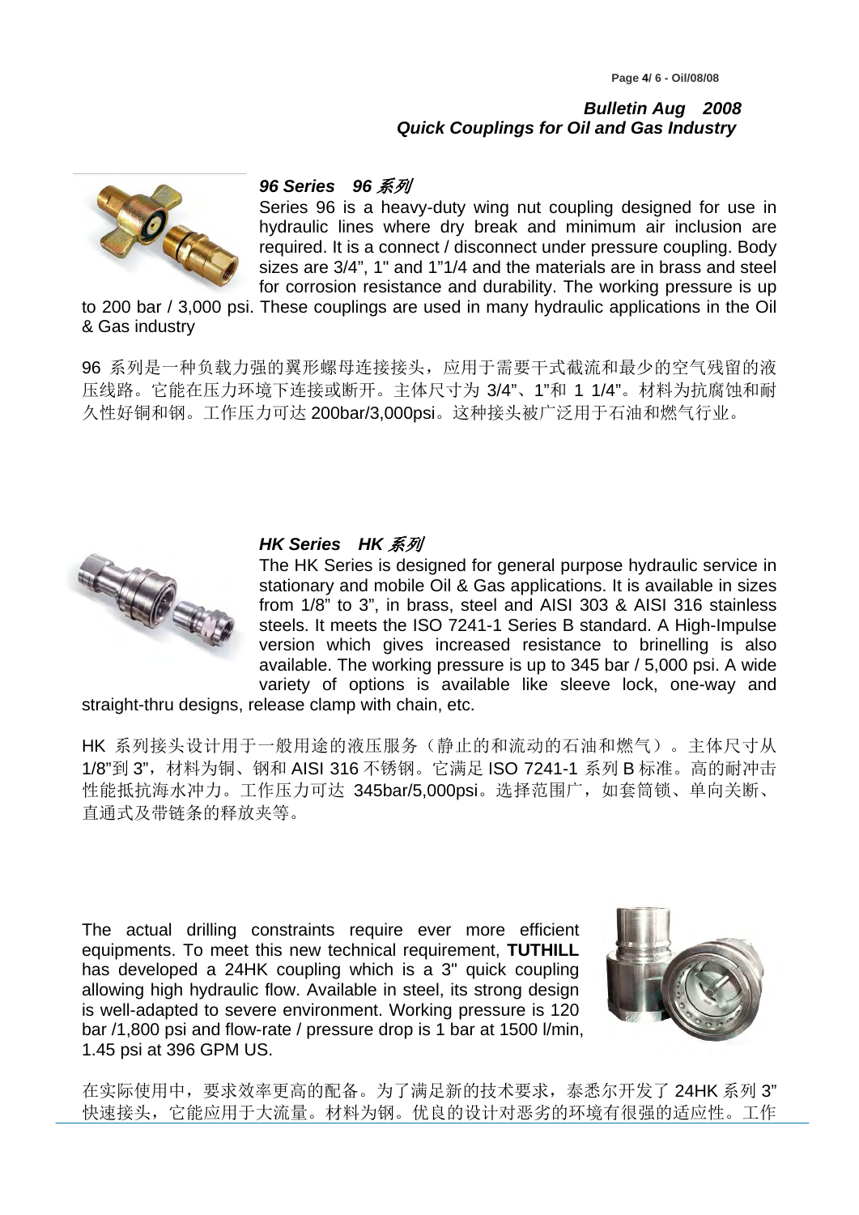### *96 Series 96 系列*

Series 96 is a heavy-duty wing nut coupling designed for use in hydraulic lines where dry break and minimum air inclusion are required. It is a connect / disconnect under pressure coupling. Body sizes are 3/4", 1" and 1"1/4 and the materials are in brass and steel for corrosion resistance and durability. The working pressure is up to 200 bar / 3,000 psi. These couplings are used in many hydraulic applications in the Oil & Gas industry

96 系列是一种负载力强的翼形螺母连接接头，应用于需要干式截流和最少的空气残留的液压线路。它能在压力环境下连接或断开。主体尺寸为 3/4"、1"和 1 1/4"。材料为抗腐蚀和耐久性好铜和钢。工作压力可达 200bar/3,000psi。这种接头被广泛用于石油和燃气行业。

### *HK Series HK 系列*

The HK Series is designed for general purpose hydraulic service in stationary and mobile Oil & Gas applications. It is available in sizes from 1/8" to 3", in brass, steel and AISI 303 & AISI 316 stainless steels. It meets the ISO 7241-1 Series B standard. A High-Impulse version which gives increased resistance to brinelling is also available. The working pressure is up to 345 bar / 5,000 psi. A wide variety of options is available like sleeve lock, one-way and straight-thru designs, release clamp with chain, etc.

HK 系列接头设计用于一般用途的液压服务（静止的和流动的石油和燃气）。主体尺寸从 1/8"到 3"，材料为铜、钢和 AISI 316 不锈钢。它满足 ISO 7241-1 系列 B 标准。高的耐冲击性能抵抗海水冲力。工作压力可达 345bar/5,000psi。选择范围广，如套筒锁、单向关断、直通式及带链条的释放夹等。

The actual drilling constraints require ever more efficient equipments. To meet this new technical requirement, **TUTHILL** has developed a 24HK coupling which is a 3" quick coupling allowing high hydraulic flow. Available in steel, its strong design is well-adapted to severe environment. Working pressure is 120 bar /1,800 psi and flow-rate / pressure drop is 1 bar at 1500 l/min, 1.45 psi at 396 GPM US.

在实际使用中，要求效率更高的配备。为了满足新的技术要求，泰悉尔开发了 24HK 系列 3" 快速接头，它能应用于大流量。材料为钢。优良的设计对恶劣的环境有很强的适应性。工作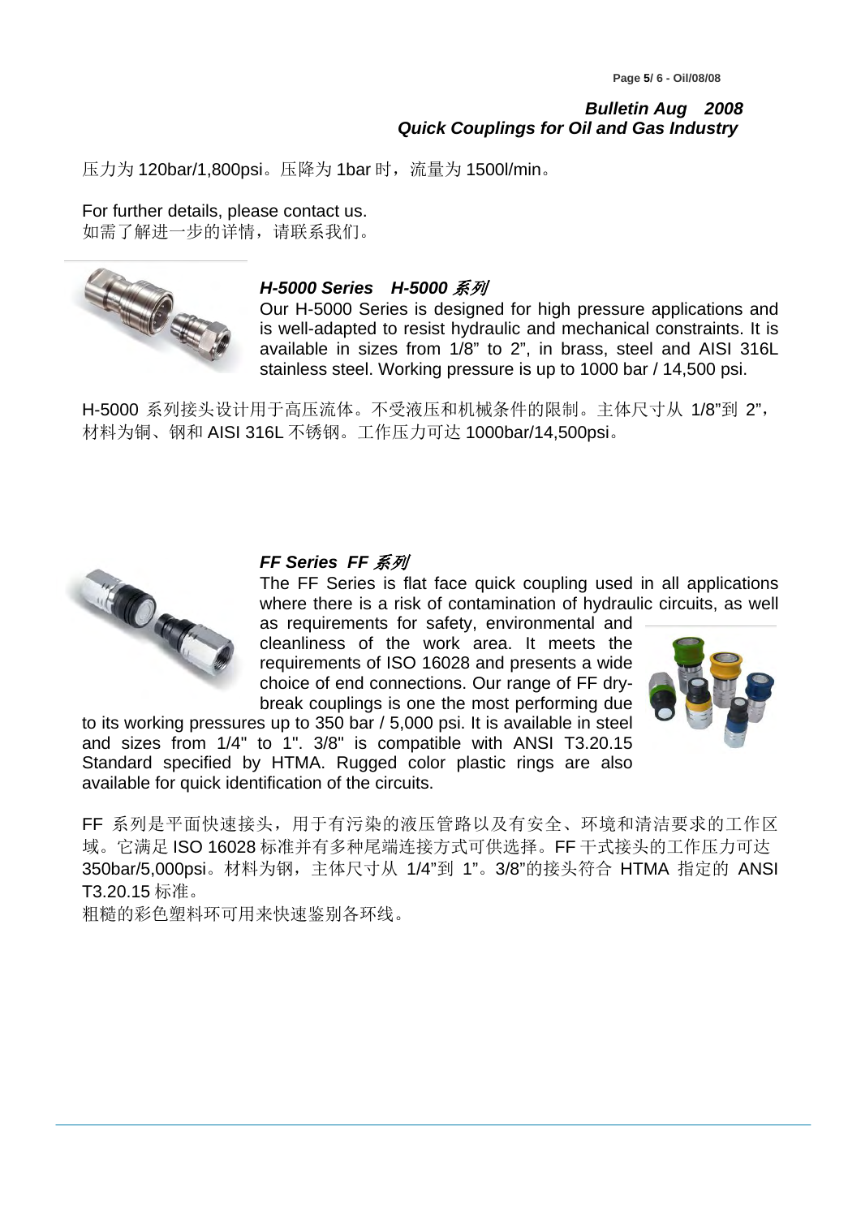压力为 120bar/1,800psi。压降为 1bar 时，流量为 1500l/min。

For further details, please contact us.
如需了解进一步的详情，请联系我们。

### *H-5000 Series　H-5000 系列*

Our H-5000 Series is designed for high pressure applications and is well-adapted to resist hydraulic and mechanical constraints. It is available in sizes from 1/8" to 2", in brass, steel and AISI 316L stainless steel. Working pressure is up to 1000 bar / 14,500 psi.

H-5000 系列接头设计用于高压流体。不受液压和机械条件的限制。主体尺寸从 1/8"到 2"，材料为铜、钢和 AISI 316L 不锈钢。工作压力可达 1000bar/14,500psi。

### *FF Series　FF 系列*

The FF Series is flat face quick coupling used in all applications where there is a risk of contamination of hydraulic circuits, as well as requirements for safety, environmental and cleanliness of the work area. It meets the requirements of ISO 16028 and presents a wide choice of end connections. Our range of FF dry-break couplings is one the most performing due to its working pressures up to 350 bar / 5,000 psi. It is available in steel and sizes from 1/4" to 1". 3/8" is compatible with ANSI T3.20.15 Standard specified by HTMA. Rugged color plastic rings are also available for quick identification of the circuits.

FF 系列是平面快速接头，用于有污染的液压管路以及有安全、环境和清洁要求的工作区域。它满足 ISO 16028 标准并有多种尾端连接方式可供选择。FF 干式接头的工作压力可达 350bar/5,000psi。材料为钢，主体尺寸从 1/4"到 1"。3/8"的接头符合 HTMA 指定的 ANSI T3.20.15 标准。
粗糙的彩色塑料环可用来快速鉴别各环线。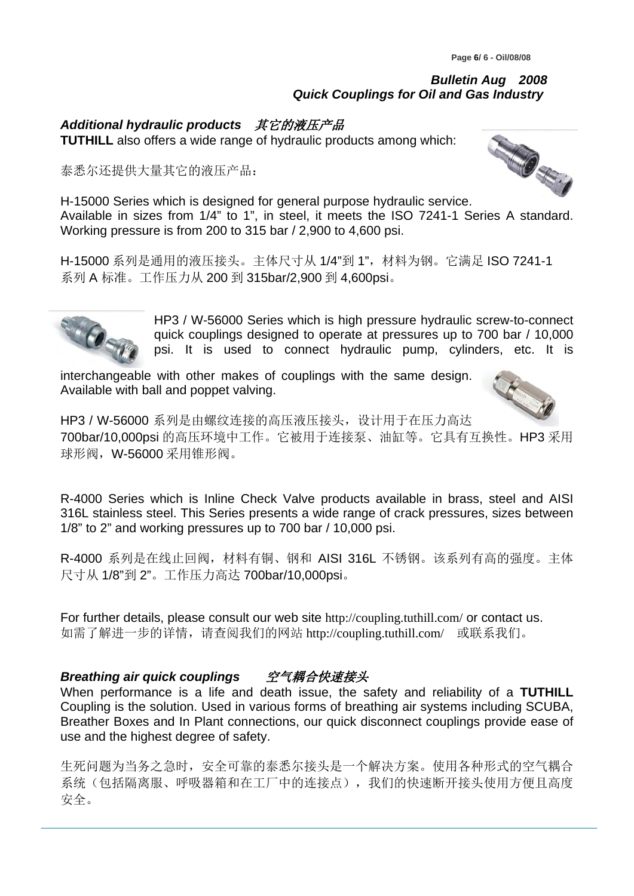### *Additional hydraulic products　其它的液压产品*

**TUTHILL** also offers a wide range of hydraulic products among which:

泰悉尔还提供大量其它的液压产品：

H-15000 Series which is designed for general purpose hydraulic service. Available in sizes from 1/4" to 1", in steel, it meets the ISO 7241-1 Series A standard. Working pressure is from 200 to 315 bar / 2,900 to 4,600 psi.

H-15000 系列是通用的液压接头。主体尺寸从 1/4"到 1"，材料为钢。它满足 ISO 7241-1 系列 A 标准。工作压力从 200 到 315bar/2,900 到 4,600psi。

HP3 / W-56000 Series which is high pressure hydraulic screw-to-connect quick couplings designed to operate at pressures up to 700 bar / 10,000 psi. It is used to connect hydraulic pump, cylinders, etc. It is interchangeable with other makes of couplings with the same design. Available with ball and poppet valving.

HP3 / W-56000 系列是由螺纹连接的高压液压接头，设计用于在压力高达 700bar/10,000psi 的高压环境中工作。它被用于连接泵、油缸等。它具有互换性。HP3 采用球形阀，W-56000 采用锥形阀。

R-4000 Series which is Inline Check Valve products available in brass, steel and AISI 316L stainless steel. This Series presents a wide range of crack pressures, sizes between 1/8" to 2" and working pressures up to 700 bar / 10,000 psi.

R-4000 系列是在线止回阀，材料有铜、钢和 AISI 316L 不锈钢。该系列有高的强度。主体尺寸从 1/8"到 2"。工作压力高达 700bar/10,000psi。

For further details, please consult our web site http://coupling.tuthill.com/ or contact us.
如需了解进一步的详情，请查阅我们的网站 http://coupling.tuthill.com/　或联系我们。

### *Breathing air quick couplings　　空气耦合快速接头*

When performance is a life and death issue, the safety and reliability of a **TUTHILL** Coupling is the solution. Used in various forms of breathing air systems including SCUBA, Breather Boxes and In Plant connections, our quick disconnect couplings provide ease of use and the highest degree of safety.

生死问题为当务之急时，安全可靠的泰悉尔接头是一个解决方案。使用各种形式的空气耦合系统（包括隔离服、呼吸器箱和在工厂中的连接点），我们的快速断开接头使用方便且高度安全。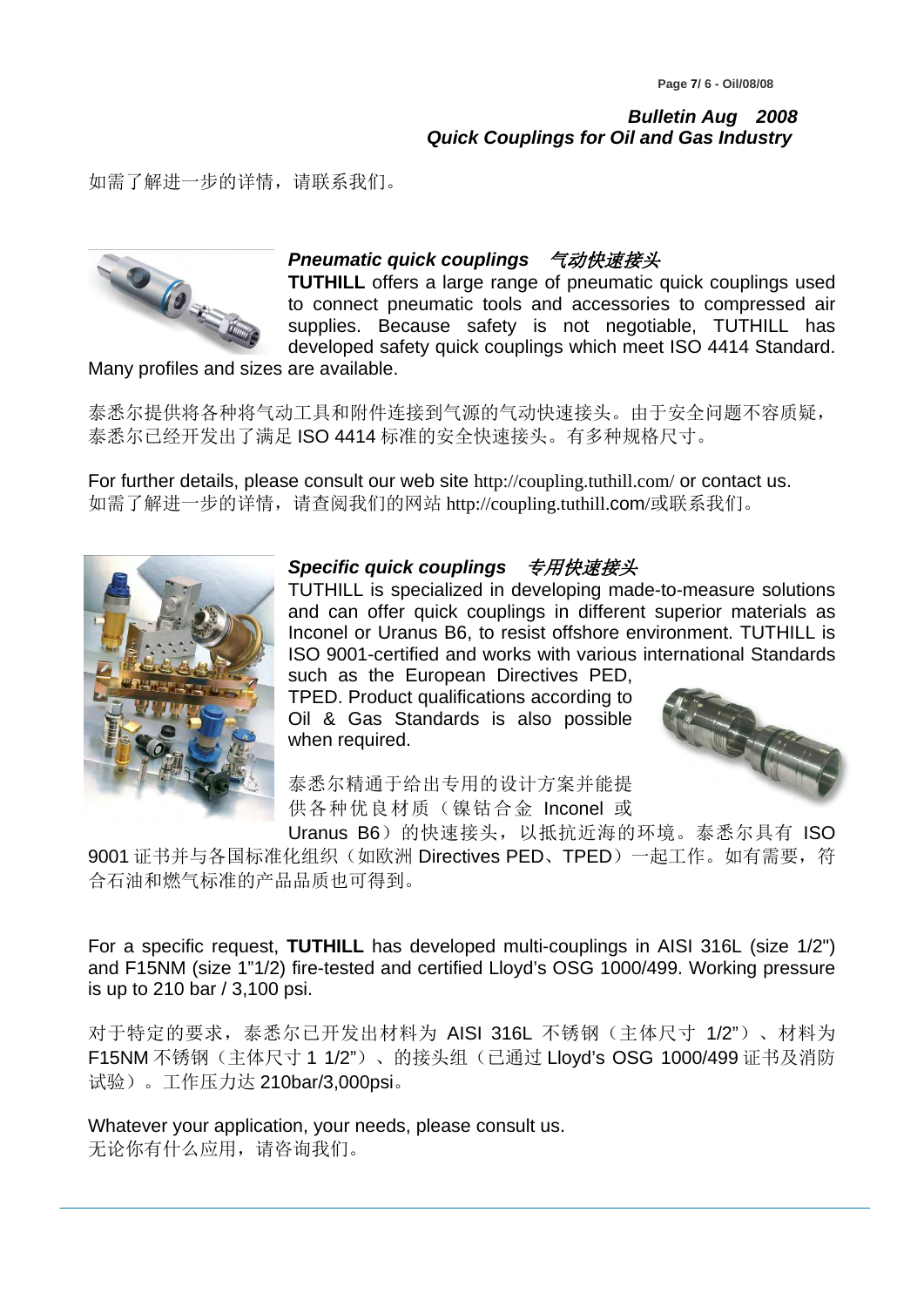如需了解进一步的详情，请联系我们。

***Pneumatic quick couplings*** *气动快速接头*

**TUTHILL** offers a large range of pneumatic quick couplings used to connect pneumatic tools and accessories to compressed air supplies. Because safety is not negotiable, TUTHILL has developed safety quick couplings which meet ISO 4414 Standard. Many profiles and sizes are available.

泰悉尔提供将各种将气动工具和附件连接到气源的气动快速接头。由于安全问题不容质疑，泰悉尔已经开发出了满足 ISO 4414 标准的安全快速接头。有多种规格尺寸。

For further details, please consult our web site http://coupling.tuthill.com/ or contact us.
如需了解进一步的详情，请查阅我们的网站 http://coupling.tuthill.com/或联系我们。

***Specific quick couplings*** *专用快速接头*

TUTHILL is specialized in developing made-to-measure solutions and can offer quick couplings in different superior materials as Inconel or Uranus B6, to resist offshore environment. TUTHILL is ISO 9001-certified and works with various international Standards such as the European Directives PED, TPED. Product qualifications according to Oil & Gas Standards is also possible when required.

泰悉尔精通于给出专用的设计方案并能提供各种优良材质（镍钴合金 Inconel 或 Uranus B6）的快速接头，以抵抗近海的环境。泰悉尔具有 ISO 9001 证书并与各国标准化组织（如欧洲 Directives PED、TPED）一起工作。如有需要，符合石油和燃气标准的产品品质也可得到。

For a specific request, **TUTHILL** has developed multi-couplings in AISI 316L (size 1/2") and F15NM (size 1"1/2) fire-tested and certified Lloyd's OSG 1000/499. Working pressure is up to 210 bar / 3,100 psi.

对于特定的要求，泰悉尔已开发出材料为 AISI 316L 不锈钢（主体尺寸 1/2"）、材料为 F15NM 不锈钢（主体尺寸 1 1/2"）、的接头组（已通过 Lloyd's OSG 1000/499 证书及消防试验）。工作压力达 210bar/3,000psi。

Whatever your application, your needs, please consult us.
无论你有什么应用，请咨询我们。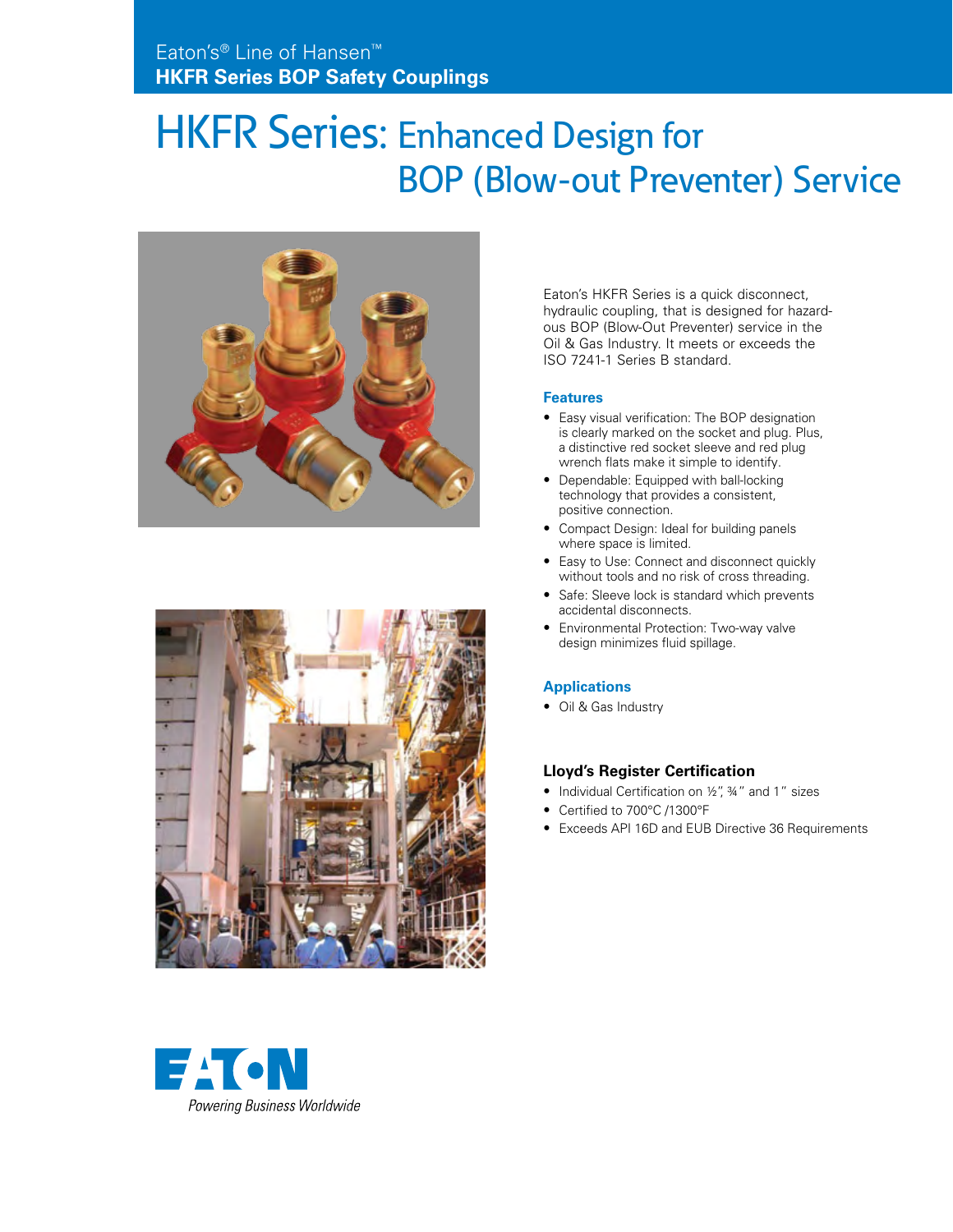Eaton's® Line of Hansen™
**HKFR Series BOP Safety Couplings**

# HKFR Series: Enhanced Design for BOP (Blow-out Preventer) Service

Eaton's HKFR Series is a quick disconnect, hydraulic coupling, that is designed for hazardous BOP (Blow-Out Preventer) service in the Oil & Gas Industry. It meets or exceeds the ISO 7241-1 Series B standard.

## Features

- Easy visual verification: The BOP designation is clearly marked on the socket and plug. Plus, a distinctive red socket sleeve and red plug wrench flats make it simple to identify.
- Dependable: Equipped with ball-locking technology that provides a consistent, positive connection.
- Compact Design: Ideal for building panels where space is limited.
- Easy to Use: Connect and disconnect quickly without tools and no risk of cross threading.
- Safe: Sleeve lock is standard which prevents accidental disconnects.
- Environmental Protection: Two-way valve design minimizes fluid spillage.

## Applications

- Oil & Gas Industry

## Lloyd's Register Certification

- Individual Certification on ½", ¾" and 1" sizes
- Certified to 700°C /1300°F
- Exceeds API 16D and EUB Directive 36 Requirements

EATON
*Powering Business Worldwide*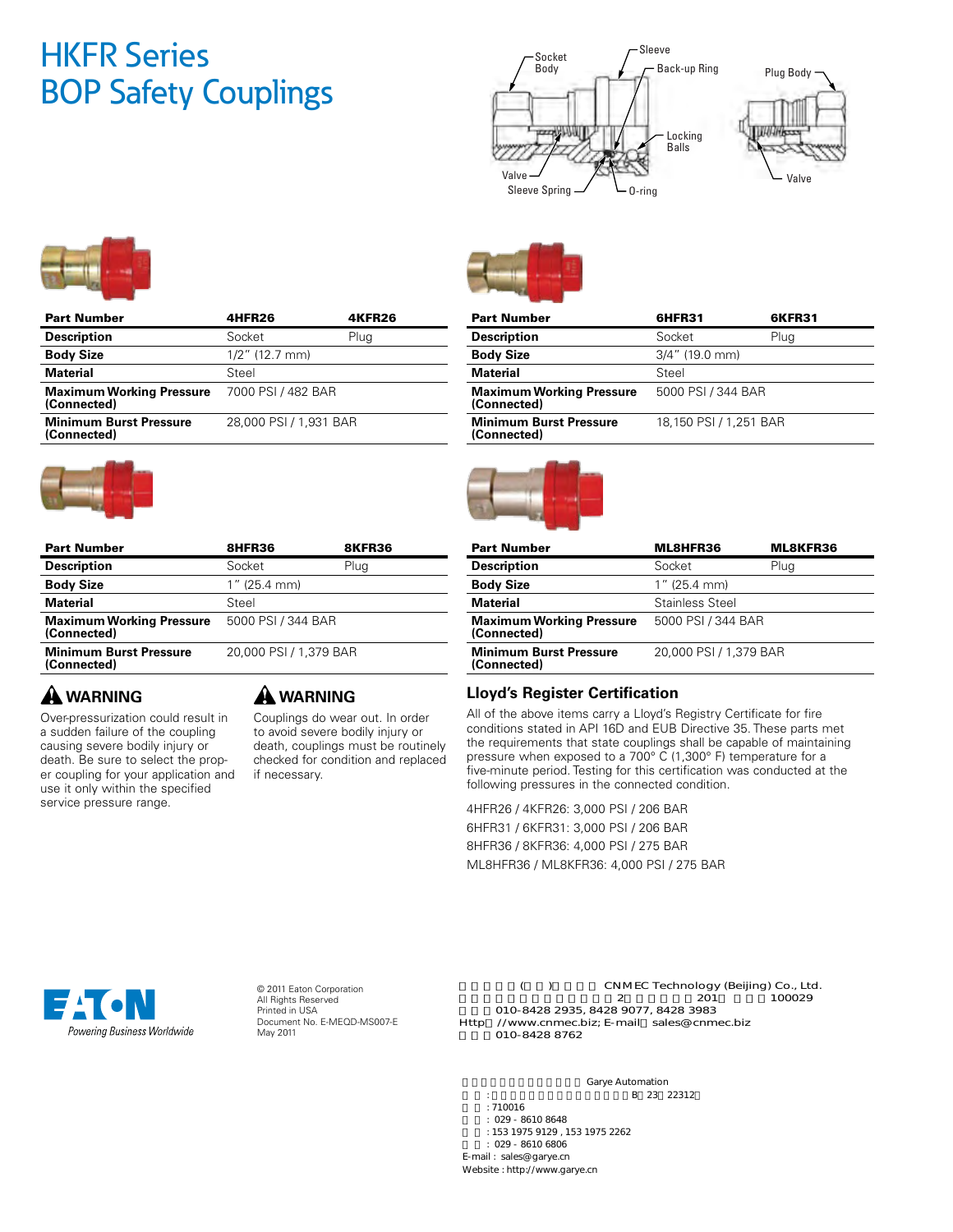# HKFR Series BOP Safety Couplings

Socket Body
Sleeve
Back-up Ring
Plug Body
Locking Balls
Valve
Sleeve Spring
O-ring
Valve

| Part Number | 4HFR26 | 4KFR26 |
|---|---|---|
| Description | Socket | Plug |
| Body Size | 1/2" (12.7 mm) | |
| Material | Steel | |
| Maximum Working Pressure (Connected) | 7000 PSI / 482 BAR | |
| Minimum Burst Pressure (Connected) | 28,000 PSI / 1,931 BAR | |

| Part Number | 6HFR31 | 6KFR31 |
|---|---|---|
| Description | Socket | Plug |
| Body Size | 3/4" (19.0 mm) | |
| Material | Steel | |
| Maximum Working Pressure (Connected) | 5000 PSI / 344 BAR | |
| Minimum Burst Pressure (Connected) | 18,150 PSI / 1,251 BAR | |

| Part Number | 8HFR36 | 8KFR36 |
|---|---|---|
| Description | Socket | Plug |
| Body Size | 1" (25.4 mm) | |
| Material | Steel | |
| Maximum Working Pressure (Connected) | 5000 PSI / 344 BAR | |
| Minimum Burst Pressure (Connected) | 20,000 PSI / 1,379 BAR | |

| Part Number | ML8HFR36 | ML8KFR36 |
|---|---|---|
| Description | Socket | Plug |
| Body Size | 1" (25.4 mm) | |
| Material | Stainless Steel | |
| Maximum Working Pressure (Connected) | 5000 PSI / 344 BAR | |
| Minimum Burst Pressure (Connected) | 20,000 PSI / 1,379 BAR | |

## ⚠ WARNING

Over-pressurization could result in a sudden failure of the coupling causing severe bodily injury or death. Be sure to select the proper coupling for your application and use it only within the specified service pressure range.

## ⚠ WARNING

Couplings do wear out. In order to avoid severe bodily injury or death, couplings must be routinely checked for condition and replaced if necessary.

## Lloyd's Register Certification

All of the above items carry a Lloyd's Registry Certificate for fire conditions stated in API 16D and EUB Directive 35. These parts met the requirements that state couplings shall be capable of maintaining pressure when exposed to a 700° C (1,300° F) temperature for a five-minute period. Testing for this certification was conducted at the following pressures in the connected condition.

4HFR26 / 4KFR26: 3,000 PSI / 206 BAR
6HFR31 / 6KFR31: 3,000 PSI / 206 BAR
8HFR36 / 8KFR36: 4,000 PSI / 275 BAR
ML8HFR36 / ML8KFR36: 4,000 PSI / 275 BAR

EATON
Powering Business Worldwide

© 2011 Eaton Corporation
All Rights Reserved
Printed in USA
Document No. E-MEQD-MS007-E
May 2011

CNMEC Technology (Beijing) Co., Ltd.
2 201 100029
010-8428 2935, 8428 9077, 8428 3983
Http://www.cnmec.biz; E-mail sales@cnmec.biz
010-8428 8762

Garye Automation
B 23 22312
: 710016
: 029 - 8610 8648
: 153 1975 9129 , 153 1975 2262
: 029 - 8610 6806
E-mail : sales@garye.cn
Website : http://www.garye.cn